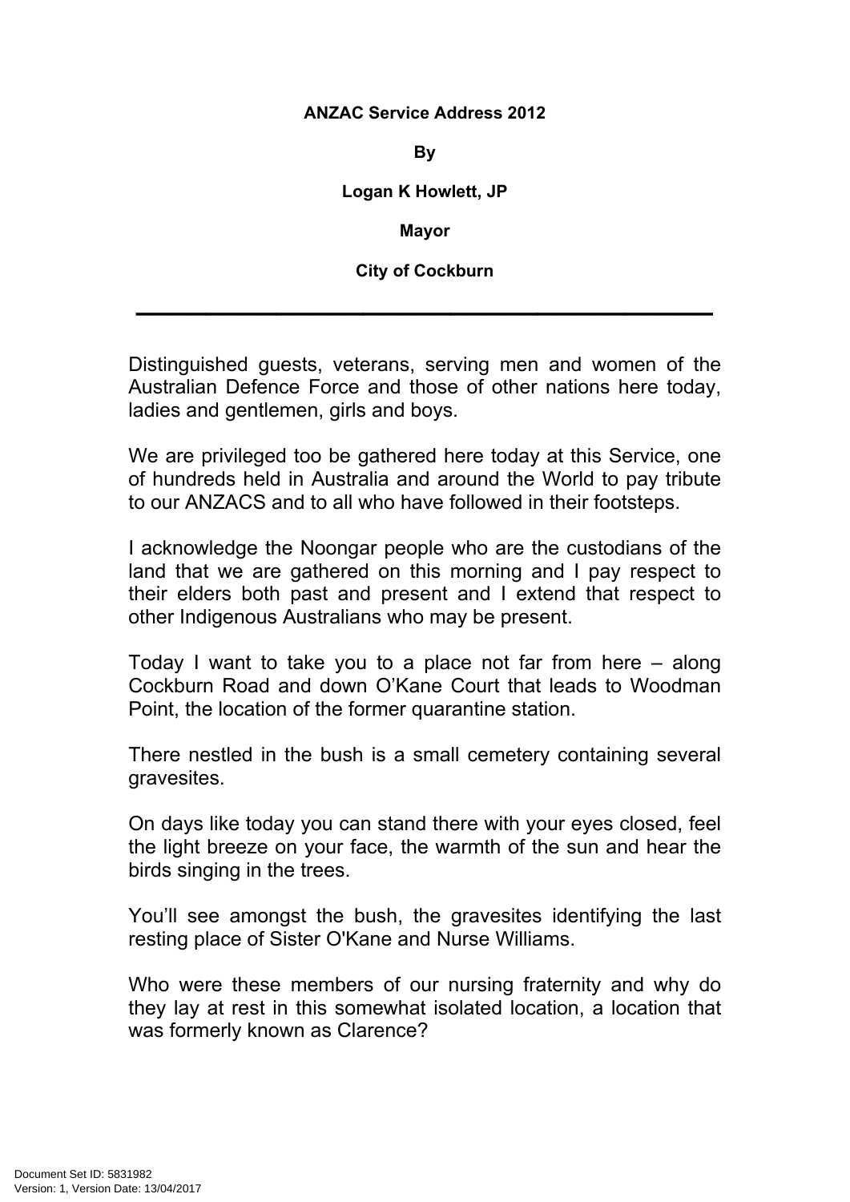**ANZAC Service Address 2012**

**By**

**Logan K Howlett, JP**

**Mayor**

**City of Cockburn**

---

Distinguished guests, veterans, serving men and women of the Australian Defence Force and those of other nations here today, ladies and gentlemen, girls and boys.

We are privileged too be gathered here today at this Service, one of hundreds held in Australia and around the World to pay tribute to our ANZACS and to all who have followed in their footsteps.

I acknowledge the Noongar people who are the custodians of the land that we are gathered on this morning and I pay respect to their elders both past and present and I extend that respect to other Indigenous Australians who may be present.

Today I want to take you to a place not far from here – along Cockburn Road and down O'Kane Court that leads to Woodman Point, the location of the former quarantine station.

There nestled in the bush is a small cemetery containing several gravesites.

On days like today you can stand there with your eyes closed, feel the light breeze on your face, the warmth of the sun and hear the birds singing in the trees.

You'll see amongst the bush, the gravesites identifying the last resting place of Sister O'Kane and Nurse Williams.

Who were these members of our nursing fraternity and why do they lay at rest in this somewhat isolated location, a location that was formerly known as Clarence?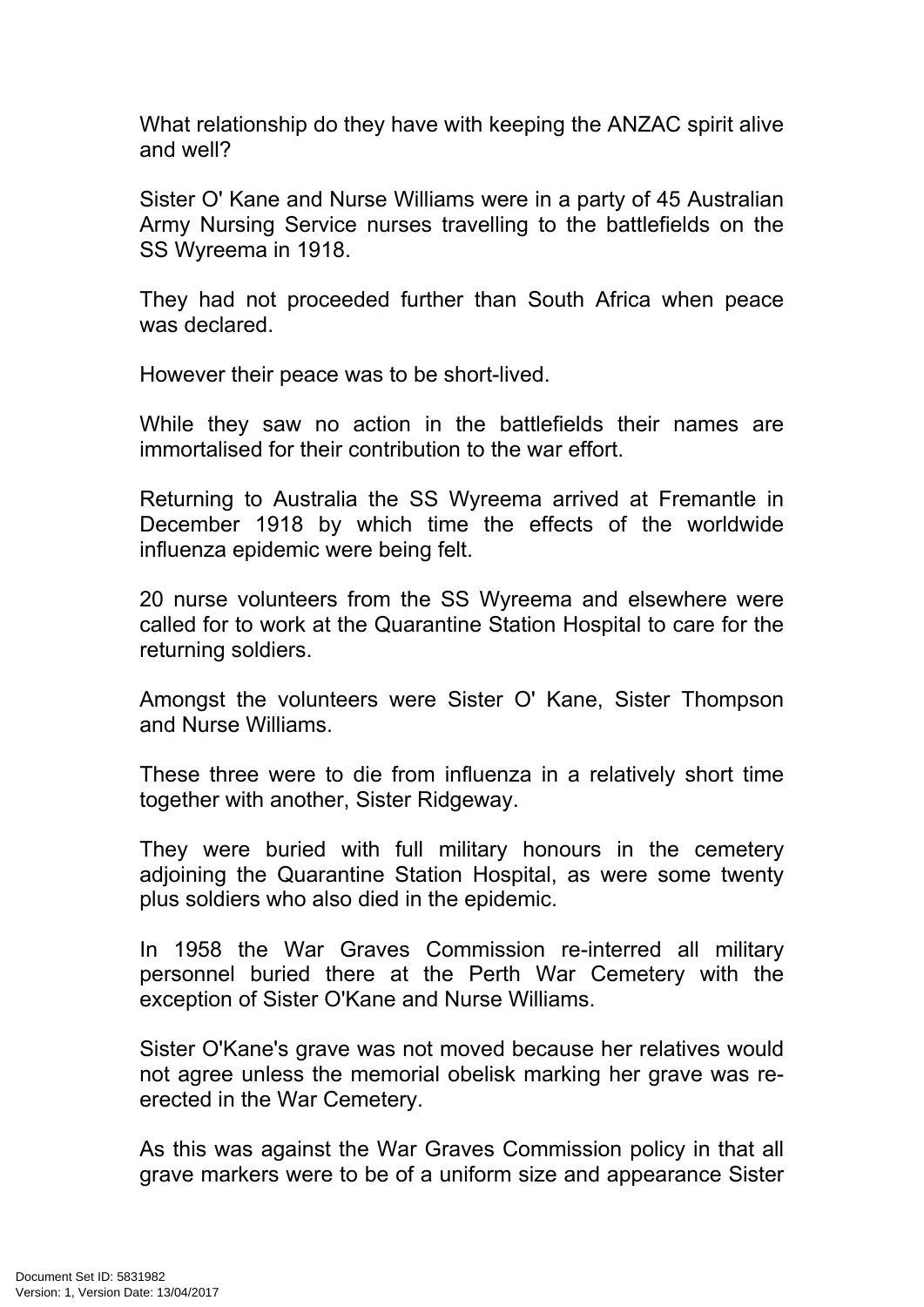What relationship do they have with keeping the ANZAC spirit alive and well?

Sister O' Kane and Nurse Williams were in a party of 45 Australian Army Nursing Service nurses travelling to the battlefields on the SS Wyreema in 1918.

They had not proceeded further than South Africa when peace was declared.

However their peace was to be short-lived.

While they saw no action in the battlefields their names are immortalised for their contribution to the war effort.

Returning to Australia the SS Wyreema arrived at Fremantle in December 1918 by which time the effects of the worldwide influenza epidemic were being felt.

20 nurse volunteers from the SS Wyreema and elsewhere were called for to work at the Quarantine Station Hospital to care for the returning soldiers.

Amongst the volunteers were Sister O' Kane, Sister Thompson and Nurse Williams.

These three were to die from influenza in a relatively short time together with another, Sister Ridgeway.

They were buried with full military honours in the cemetery adjoining the Quarantine Station Hospital, as were some twenty plus soldiers who also died in the epidemic.

In 1958 the War Graves Commission re-interred all military personnel buried there at the Perth War Cemetery with the exception of Sister O'Kane and Nurse Williams.

Sister O'Kane's grave was not moved because her relatives would not agree unless the memorial obelisk marking her grave was re-erected in the War Cemetery.

As this was against the War Graves Commission policy in that all grave markers were to be of a uniform size and appearance Sister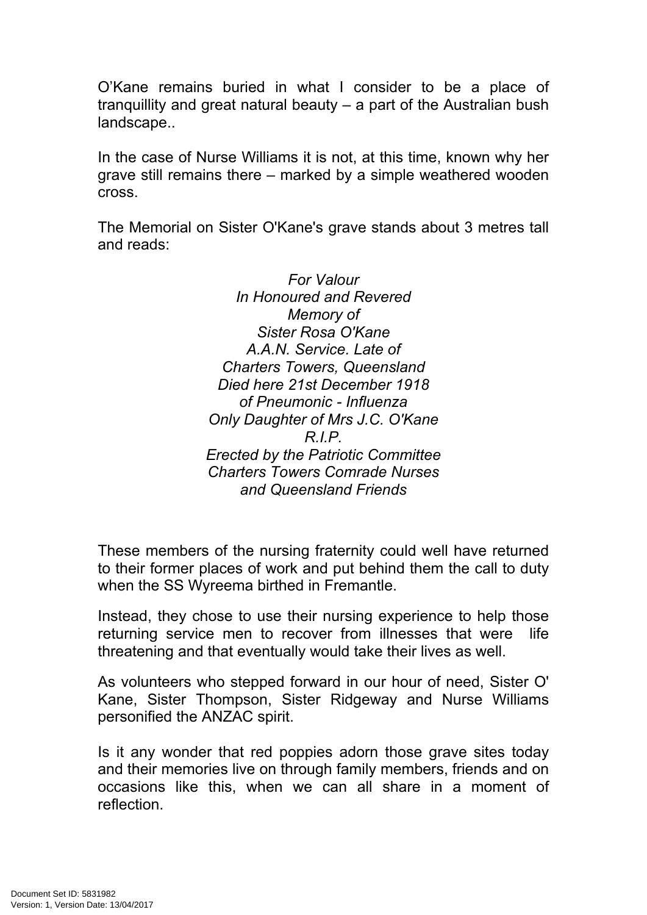O'Kane remains buried in what I consider to be a place of tranquillity and great natural beauty – a part of the Australian bush landscape..

In the case of Nurse Williams it is not, at this time, known why her grave still remains there – marked by a simple weathered wooden cross.

The Memorial on Sister O'Kane's grave stands about 3 metres tall and reads:

*For Valour*
*In Honoured and Revered*
*Memory of*
*Sister Rosa O'Kane*
*A.A.N. Service. Late of*
*Charters Towers, Queensland*
*Died here 21st December 1918*
*of Pneumonic - Influenza*
*Only Daughter of Mrs J.C. O'Kane*
*R.I.P.*
*Erected by the Patriotic Committee*
*Charters Towers Comrade Nurses*
*and Queensland Friends*

These members of the nursing fraternity could well have returned to their former places of work and put behind them the call to duty when the SS Wyreema birthed in Fremantle.

Instead, they chose to use their nursing experience to help those returning service men to recover from illnesses that were life threatening and that eventually would take their lives as well.

As volunteers who stepped forward in our hour of need, Sister O' Kane, Sister Thompson, Sister Ridgeway and Nurse Williams personified the ANZAC spirit.

Is it any wonder that red poppies adorn those grave sites today and their memories live on through family members, friends and on occasions like this, when we can all share in a moment of reflection.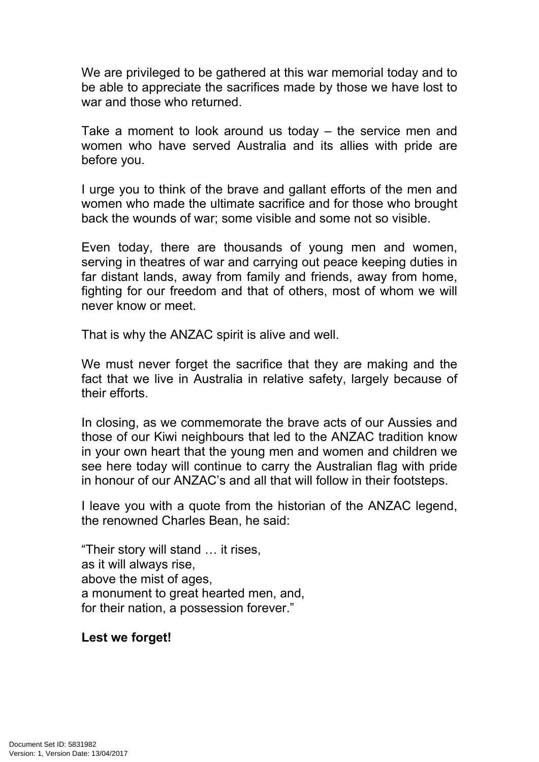We are privileged to be gathered at this war memorial today and to be able to appreciate the sacrifices made by those we have lost to war and those who returned.

Take a moment to look around us today – the service men and women who have served Australia and its allies with pride are before you.

I urge you to think of the brave and gallant efforts of the men and women who made the ultimate sacrifice and for those who brought back the wounds of war; some visible and some not so visible.

Even today, there are thousands of young men and women, serving in theatres of war and carrying out peace keeping duties in far distant lands, away from family and friends, away from home, fighting for our freedom and that of others, most of whom we will never know or meet.

That is why the ANZAC spirit is alive and well.

We must never forget the sacrifice that they are making and the fact that we live in Australia in relative safety, largely because of their efforts.

In closing, as we commemorate the brave acts of our Aussies and those of our Kiwi neighbours that led to the ANZAC tradition know in your own heart that the young men and women and children we see here today will continue to carry the Australian flag with pride in honour of our ANZAC's and all that will follow in their footsteps.

I leave you with a quote from the historian of the ANZAC legend, the renowned Charles Bean, he said:

"Their story will stand … it rises,  
as it will always rise,  
above the mist of ages,  
a monument to great hearted men, and,  
for their nation, a possession forever."

**Lest we forget!**

Document Set ID: 5831982  
Version: 1, Version Date: 13/04/2017